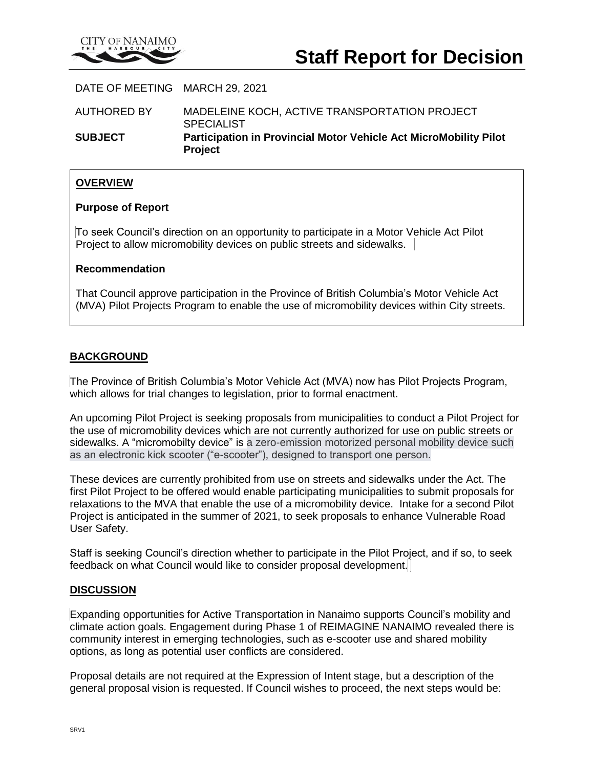# Staff Report for Decision

DATE OF MEETING MARCH 29, 2021

AUTHORED BY MADELEINE KOCH, ACTIVE TRANSPORTATION PROJECT SPECIALIST

**SUBJECT** **Participation in Provincial Motor Vehicle Act MicroMobility Pilot Project**

## OVERVIEW

### Purpose of Report

To seek Council's direction on an opportunity to participate in a Motor Vehicle Act Pilot Project to allow micromobility devices on public streets and sidewalks.

### Recommendation

That Council approve participation in the Province of British Columbia's Motor Vehicle Act (MVA) Pilot Projects Program to enable the use of micromobility devices within City streets.

## BACKGROUND

The Province of British Columbia's Motor Vehicle Act (MVA) now has Pilot Projects Program, which allows for trial changes to legislation, prior to formal enactment.

An upcoming Pilot Project is seeking proposals from municipalities to conduct a Pilot Project for the use of micromobility devices which are not currently authorized for use on public streets or sidewalks. A "micromobilty device" is a zero-emission motorized personal mobility device such as an electronic kick scooter ("e-scooter"), designed to transport one person.

These devices are currently prohibited from use on streets and sidewalks under the Act. The first Pilot Project to be offered would enable participating municipalities to submit proposals for relaxations to the MVA that enable the use of a micromobility device. Intake for a second Pilot Project is anticipated in the summer of 2021, to seek proposals to enhance Vulnerable Road User Safety.

Staff is seeking Council's direction whether to participate in the Pilot Project, and if so, to seek feedback on what Council would like to consider proposal development.

## DISCUSSION

Expanding opportunities for Active Transportation in Nanaimo supports Council's mobility and climate action goals. Engagement during Phase 1 of REIMAGINE NANAIMO revealed there is community interest in emerging technologies, such as e-scooter use and shared mobility options, as long as potential user conflicts are considered.

Proposal details are not required at the Expression of Intent stage, but a description of the general proposal vision is requested. If Council wishes to proceed, the next steps would be: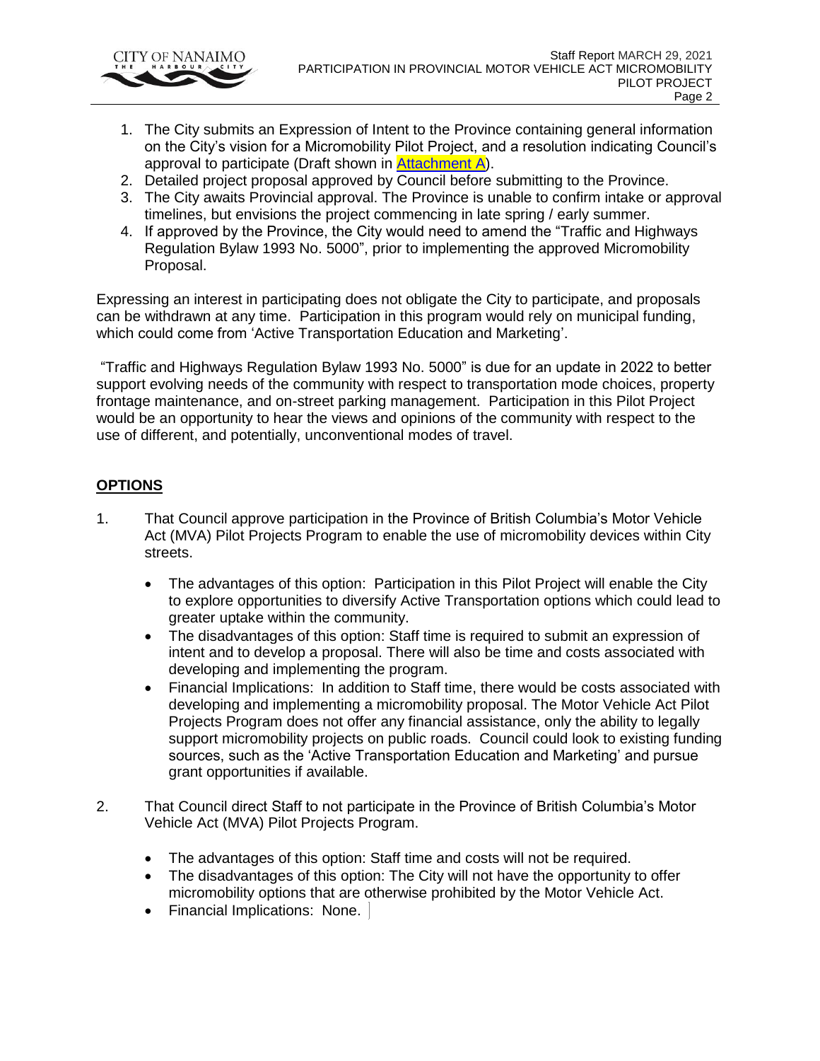1. The City submits an Expression of Intent to the Province containing general information on the City's vision for a Micromobility Pilot Project, and a resolution indicating Council's approval to participate (Draft shown in Attachment A).
2. Detailed project proposal approved by Council before submitting to the Province.
3. The City awaits Provincial approval. The Province is unable to confirm intake or approval timelines, but envisions the project commencing in late spring / early summer.
4. If approved by the Province, the City would need to amend the "Traffic and Highways Regulation Bylaw 1993 No. 5000", prior to implementing the approved Micromobility Proposal.

Expressing an interest in participating does not obligate the City to participate, and proposals can be withdrawn at any time. Participation in this program would rely on municipal funding, which could come from 'Active Transportation Education and Marketing'.

"Traffic and Highways Regulation Bylaw 1993 No. 5000" is due for an update in 2022 to better support evolving needs of the community with respect to transportation mode choices, property frontage maintenance, and on-street parking management. Participation in this Pilot Project would be an opportunity to hear the views and opinions of the community with respect to the use of different, and potentially, unconventional modes of travel.

## OPTIONS

1. That Council approve participation in the Province of British Columbia's Motor Vehicle Act (MVA) Pilot Projects Program to enable the use of micromobility devices within City streets.

   - The advantages of this option: Participation in this Pilot Project will enable the City to explore opportunities to diversify Active Transportation options which could lead to greater uptake within the community.
   - The disadvantages of this option: Staff time is required to submit an expression of intent and to develop a proposal. There will also be time and costs associated with developing and implementing the program.
   - Financial Implications: In addition to Staff time, there would be costs associated with developing and implementing a micromobility proposal. The Motor Vehicle Act Pilot Projects Program does not offer any financial assistance, only the ability to legally support micromobility projects on public roads. Council could look to existing funding sources, such as the 'Active Transportation Education and Marketing' and pursue grant opportunities if available.

2. That Council direct Staff to not participate in the Province of British Columbia's Motor Vehicle Act (MVA) Pilot Projects Program.

   - The advantages of this option: Staff time and costs will not be required.
   - The disadvantages of this option: The City will not have the opportunity to offer micromobility options that are otherwise prohibited by the Motor Vehicle Act.
   - Financial Implications: None.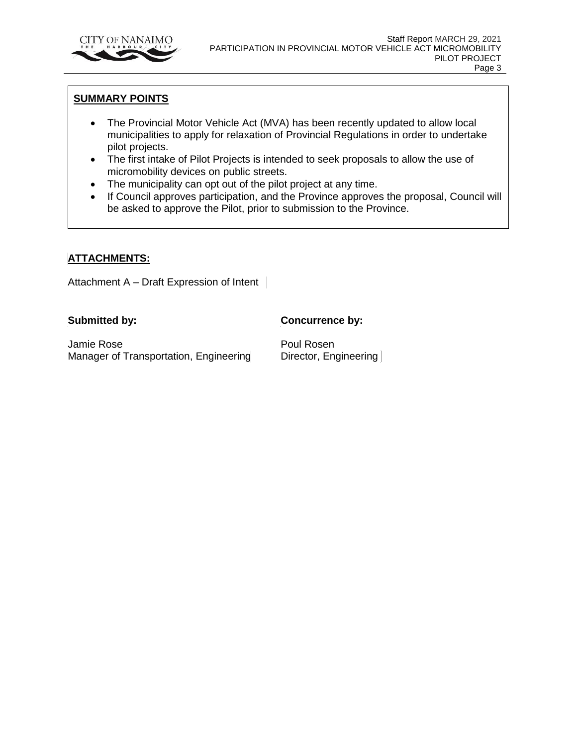## SUMMARY POINTS

- The Provincial Motor Vehicle Act (MVA) has been recently updated to allow local municipalities to apply for relaxation of Provincial Regulations in order to undertake pilot projects.
- The first intake of Pilot Projects is intended to seek proposals to allow the use of micromobility devices on public streets.
- The municipality can opt out of the pilot project at any time.
- If Council approves participation, and the Province approves the proposal, Council will be asked to approve the Pilot, prior to submission to the Province.

## ATTACHMENTS:

Attachment A – Draft Expression of Intent

**Submitted by:**

Jamie Rose
Manager of Transportation, Engineering

**Concurrence by:**

Poul Rosen
Director, Engineering